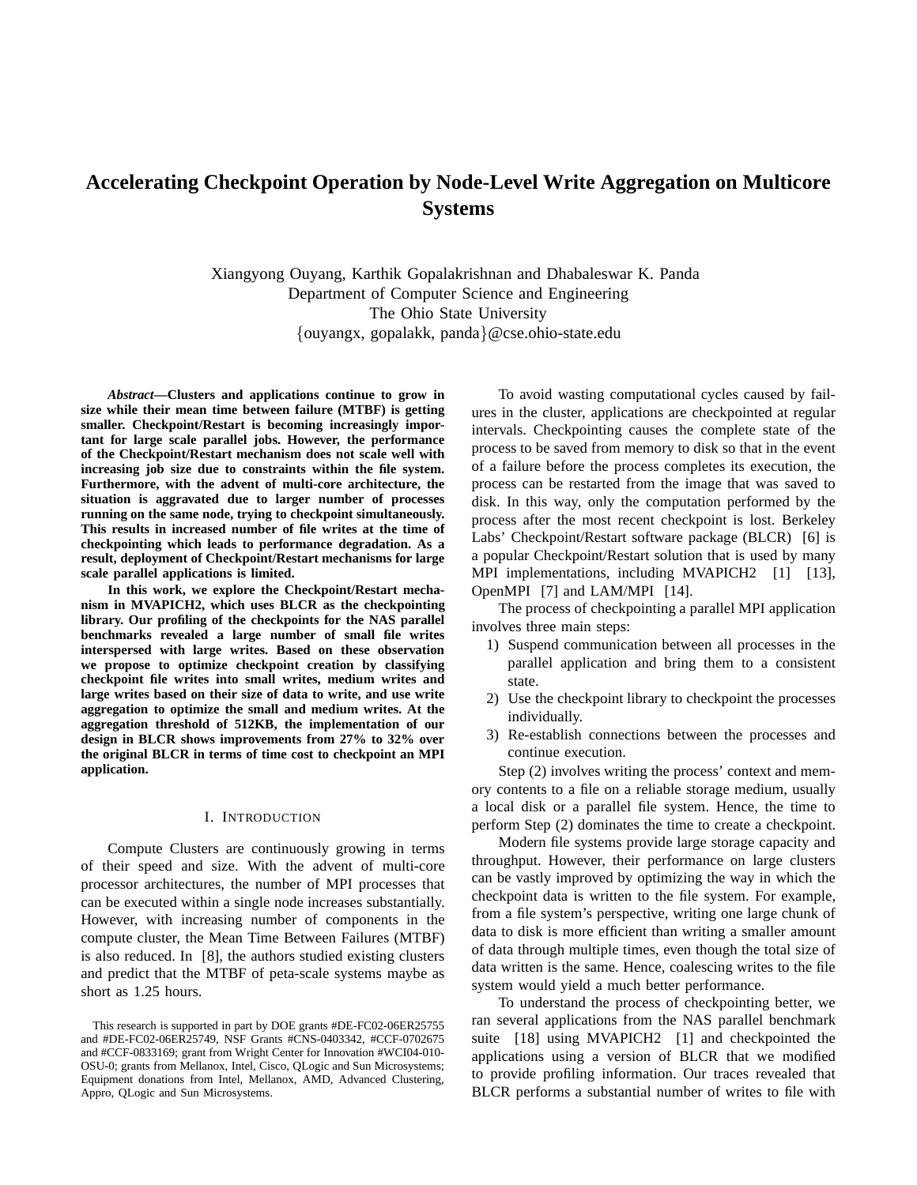# Accelerating Checkpoint Operation by Node-Level Write Aggregation on Multicore Systems

Xiangyong Ouyang, Karthik Gopalakrishnan and Dhabaleswar K. Panda
Department of Computer Science and Engineering
The Ohio State University
{ouyangx, gopalakk, panda}@cse.ohio-state.edu

***Abstract*—Clusters and applications continue to grow in size while their mean time between failure (MTBF) is getting smaller. Checkpoint/Restart is becoming increasingly important for large scale parallel jobs. However, the performance of the Checkpoint/Restart mechanism does not scale well with increasing job size due to constraints within the file system. Furthermore, with the advent of multi-core architecture, the situation is aggravated due to larger number of processes running on the same node, trying to checkpoint simultaneously. This results in increased number of file writes at the time of checkpointing which leads to performance degradation. As a result, deployment of Checkpoint/Restart mechanisms for large scale parallel applications is limited.**

**In this work, we explore the Checkpoint/Restart mechanism in MVAPICH2, which uses BLCR as the checkpointing library. Our profiling of the checkpoints for the NAS parallel benchmarks revealed a large number of small file writes interspersed with large writes. Based on these observation we propose to optimize checkpoint creation by classifying checkpoint file writes into small writes, medium writes and large writes based on their size of data to write, and use write aggregation to optimize the small and medium writes. At the aggregation threshold of 512KB, the implementation of our design in BLCR shows improvements from 27% to 32% over the original BLCR in terms of time cost to checkpoint an MPI application.**

## I. Introduction

Compute Clusters are continuously growing in terms of their speed and size. With the advent of multi-core processor architectures, the number of MPI processes that can be executed within a single node increases substantially. However, with increasing number of components in the compute cluster, the Mean Time Between Failures (MTBF) is also reduced. In [8], the authors studied existing clusters and predict that the MTBF of peta-scale systems maybe as short as 1.25 hours.

This research is supported in part by DOE grants #DE-FC02-06ER25755 and #DE-FC02-06ER25749, NSF Grants #CNS-0403342, #CCF-0702675 and #CCF-0833169; grant from Wright Center for Innovation #WCI04-010-OSU-0; grants from Mellanox, Intel, Cisco, QLogic and Sun Microsystems; Equipment donations from Intel, Mellanox, AMD, Advanced Clustering, Appro, QLogic and Sun Microsystems.

To avoid wasting computational cycles caused by failures in the cluster, applications are checkpointed at regular intervals. Checkpointing causes the complete state of the process to be saved from memory to disk so that in the event of a failure before the process completes its execution, the process can be restarted from the image that was saved to disk. In this way, only the computation performed by the process after the most recent checkpoint is lost. Berkeley Labs' Checkpoint/Restart software package (BLCR) [6] is a popular Checkpoint/Restart solution that is used by many MPI implementations, including MVAPICH2 [1] [13], OpenMPI [7] and LAM/MPI [14].

The process of checkpointing a parallel MPI application involves three main steps:

1) Suspend communication between all processes in the parallel application and bring them to a consistent state.
2) Use the checkpoint library to checkpoint the processes individually.
3) Re-establish connections between the processes and continue execution.

Step (2) involves writing the process' context and memory contents to a file on a reliable storage medium, usually a local disk or a parallel file system. Hence, the time to perform Step (2) dominates the time to create a checkpoint.

Modern file systems provide large storage capacity and throughput. However, their performance on large clusters can be vastly improved by optimizing the way in which the checkpoint data is written to the file system. For example, from a file system's perspective, writing one large chunk of data to disk is more efficient than writing a smaller amount of data through multiple times, even though the total size of data written is the same. Hence, coalescing writes to the file system would yield a much better performance.

To understand the process of checkpointing better, we ran several applications from the NAS parallel benchmark suite [18] using MVAPICH2 [1] and checkpointed the applications using a version of BLCR that we modified to provide profiling information. Our traces revealed that BLCR performs a substantial number of writes to file with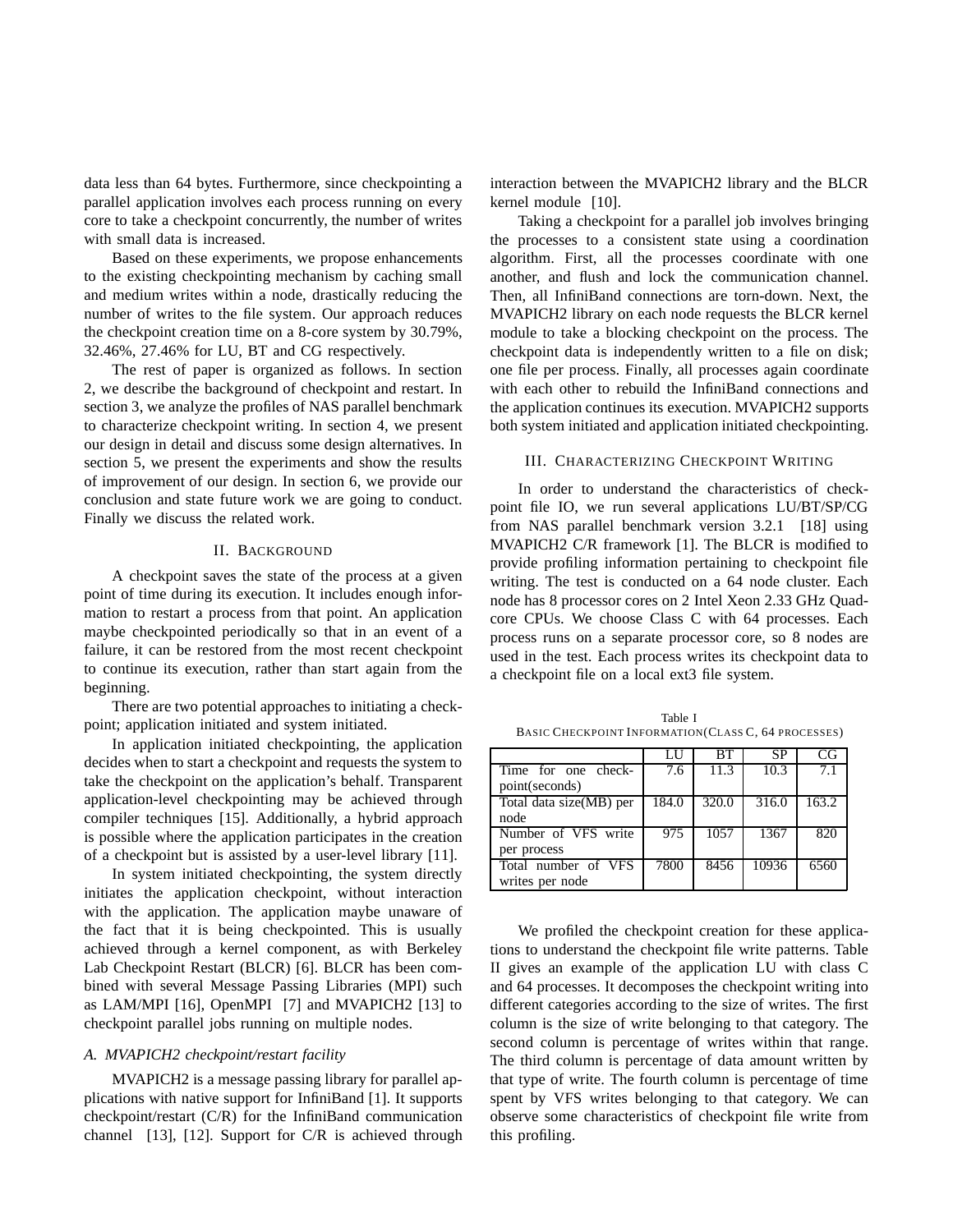data less than 64 bytes. Furthermore, since checkpointing a parallel application involves each process running on every core to take a checkpoint concurrently, the number of writes with small data is increased.

Based on these experiments, we propose enhancements to the existing checkpointing mechanism by caching small and medium writes within a node, drastically reducing the number of writes to the file system. Our approach reduces the checkpoint creation time on a 8-core system by 30.79%, 32.46%, 27.46% for LU, BT and CG respectively.

The rest of paper is organized as follows. In section 2, we describe the background of checkpoint and restart. In section 3, we analyze the profiles of NAS parallel benchmark to characterize checkpoint writing. In section 4, we present our design in detail and discuss some design alternatives. In section 5, we present the experiments and show the results of improvement of our design. In section 6, we provide our conclusion and state future work we are going to conduct. Finally we discuss the related work.

## II. Background

A checkpoint saves the state of the process at a given point of time during its execution. It includes enough information to restart a process from that point. An application maybe checkpointed periodically so that in an event of a failure, it can be restored from the most recent checkpoint to continue its execution, rather than start again from the beginning.

There are two potential approaches to initiating a checkpoint; application initiated and system initiated.

In application initiated checkpointing, the application decides when to start a checkpoint and requests the system to take the checkpoint on the application's behalf. Transparent application-level checkpointing may be achieved through compiler techniques [15]. Additionally, a hybrid approach is possible where the application participates in the creation of a checkpoint but is assisted by a user-level library [11].

In system initiated checkpointing, the system directly initiates the application checkpoint, without interaction with the application. The application maybe unaware of the fact that it is being checkpointed. This is usually achieved through a kernel component, as with Berkeley Lab Checkpoint Restart (BLCR) [6]. BLCR has been combined with several Message Passing Libraries (MPI) such as LAM/MPI [16], OpenMPI [7] and MVAPICH2 [13] to checkpoint parallel jobs running on multiple nodes.

### A. MVAPICH2 checkpoint/restart facility

MVAPICH2 is a message passing library for parallel applications with native support for InfiniBand [1]. It supports checkpoint/restart (C/R) for the InfiniBand communication channel [13], [12]. Support for C/R is achieved through interaction between the MVAPICH2 library and the BLCR kernel module [10].

Taking a checkpoint for a parallel job involves bringing the processes to a consistent state using a coordination algorithm. First, all the processes coordinate with one another, and flush and lock the communication channel. Then, all InfiniBand connections are torn-down. Next, the MVAPICH2 library on each node requests the BLCR kernel module to take a blocking checkpoint on the process. The checkpoint data is independently written to a file on disk; one file per process. Finally, all processes again coordinate with each other to rebuild the InfiniBand connections and the application continues its execution. MVAPICH2 supports both system initiated and application initiated checkpointing.

## III. Characterizing Checkpoint Writing

In order to understand the characteristics of checkpoint file IO, we run several applications LU/BT/SP/CG from NAS parallel benchmark version 3.2.1 [18] using MVAPICH2 C/R framework [1]. The BLCR is modified to provide profiling information pertaining to checkpoint file writing. The test is conducted on a 64 node cluster. Each node has 8 processor cores on 2 Intel Xeon 2.33 GHz Quad-core CPUs. We choose Class C with 64 processes. Each process runs on a separate processor core, so 8 nodes are used in the test. Each process writes its checkpoint data to a checkpoint file on a local ext3 file system.

Table I
Basic Checkpoint Information (Class C, 64 processes)

| | LU | BT | SP | CG |
|---|---|---|---|---|
| Time for one checkpoint(seconds) | 7.6 | 11.3 | 10.3 | 7.1 |
| Total data size(MB) per node | 184.0 | 320.0 | 316.0 | 163.2 |
| Number of VFS write per process | 975 | 1057 | 1367 | 820 |
| Total number of VFS writes per node | 7800 | 8456 | 10936 | 6560 |

We profiled the checkpoint creation for these applications to understand the checkpoint file write patterns. Table II gives an example of the application LU with class C and 64 processes. It decomposes the checkpoint writing into different categories according to the size of writes. The first column is the size of write belonging to that category. The second column is percentage of writes within that range. The third column is percentage of data amount written by that type of write. The fourth column is percentage of time spent by VFS writes belonging to that category. We can observe some characteristics of checkpoint file write from this profiling.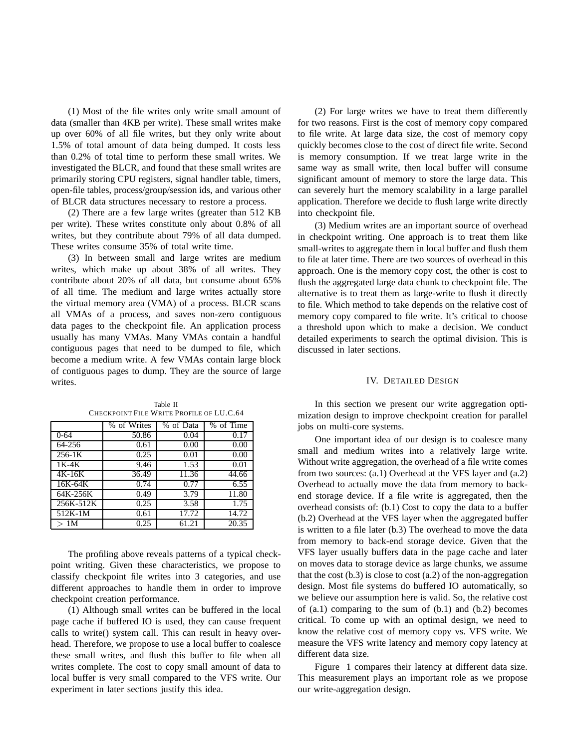(1) Most of the file writes only write small amount of data (smaller than 4KB per write). These small writes make up over 60% of all file writes, but they only write about 1.5% of total amount of data being dumped. It costs less than 0.2% of total time to perform these small writes. We investigated the BLCR, and found that these small writes are primarily storing CPU registers, signal handler table, timers, open-file tables, process/group/session ids, and various other of BLCR data structures necessary to restore a process.

(2) There are a few large writes (greater than 512 KB per write). These writes constitute only about 0.8% of all writes, but they contribute about 79% of all data dumped. These writes consume 35% of total write time.

(3) In between small and large writes are medium writes, which make up about 38% of all writes. They contribute about 20% of all data, but consume about 65% of all time. The medium and large writes actually store the virtual memory area (VMA) of a process. BLCR scans all VMAs of a process, and saves non-zero contiguous data pages to the checkpoint file. An application process usually has many VMAs. Many VMAs contain a handful contiguous pages that need to be dumped to file, which become a medium write. A few VMAs contain large block of contiguous pages to dump. They are the source of large writes.

Table II
CHECKPOINT FILE WRITE PROFILE OF LU.C.64

| | % of Writes | % of Data | % of Time |
|---|---|---|---|
| 0-64 | 50.86 | 0.04 | 0.17 |
| 64-256 | 0.61 | 0.00 | 0.00 |
| 256-1K | 0.25 | 0.01 | 0.00 |
| 1K-4K | 9.46 | 1.53 | 0.01 |
| 4K-16K | 36.49 | 11.36 | 44.66 |
| 16K-64K | 0.74 | 0.77 | 6.55 |
| 64K-256K | 0.49 | 3.79 | 11.80 |
| 256K-512K | 0.25 | 3.58 | 1.75 |
| 512K-1M | 0.61 | 17.72 | 14.72 |
| $>$ 1M | 0.25 | 61.21 | 20.35 |

The profiling above reveals patterns of a typical checkpoint writing. Given these characteristics, we propose to classify checkpoint file writes into 3 categories, and use different approaches to handle them in order to improve checkpoint creation performance.

(1) Although small writes can be buffered in the local page cache if buffered IO is used, they can cause frequent calls to write() system call. This can result in heavy overhead. Therefore, we propose to use a local buffer to coalesce these small writes, and flush this buffer to file when all writes complete. The cost to copy small amount of data to local buffer is very small compared to the VFS write. Our experiment in later sections justify this idea.

(2) For large writes we have to treat them differently for two reasons. First is the cost of memory copy compared to file write. At large data size, the cost of memory copy quickly becomes close to the cost of direct file write. Second is memory consumption. If we treat large write in the same way as small write, then local buffer will consume significant amount of memory to store the large data. This can severely hurt the memory scalability in a large parallel application. Therefore we decide to flush large write directly into checkpoint file.

(3) Medium writes are an important source of overhead in checkpoint writing. One approach is to treat them like small-writes to aggregate them in local buffer and flush them to file at later time. There are two sources of overhead in this approach. One is the memory copy cost, the other is cost to flush the aggregated large data chunk to checkpoint file. The alternative is to treat them as large-write to flush it directly to file. Which method to take depends on the relative cost of memory copy compared to file write. It's critical to choose a threshold upon which to make a decision. We conduct detailed experiments to search the optimal division. This is discussed in later sections.

## IV. DETAILED DESIGN

In this section we present our write aggregation optimization design to improve checkpoint creation for parallel jobs on multi-core systems.

One important idea of our design is to coalesce many small and medium writes into a relatively large write. Without write aggregation, the overhead of a file write comes from two sources: (a.1) Overhead at the VFS layer and (a.2) Overhead to actually move the data from memory to back-end storage device. If a file write is aggregated, then the overhead consists of: (b.1) Cost to copy the data to a buffer (b.2) Overhead at the VFS layer when the aggregated buffer is written to a file later (b.3) The overhead to move the data from memory to back-end storage device. Given that the VFS layer usually buffers data in the page cache and later on moves data to storage device as large chunks, we assume that the cost (b.3) is close to cost (a.2) of the non-aggregation design. Most file systems do buffered IO automatically, so we believe our assumption here is valid. So, the relative cost of (a.1) comparing to the sum of (b.1) and (b.2) becomes critical. To come up with an optimal design, we need to know the relative cost of memory copy vs. VFS write. We measure the VFS write latency and memory copy latency at different data size.

Figure 1 compares their latency at different data size. This measurement plays an important role as we propose our write-aggregation design.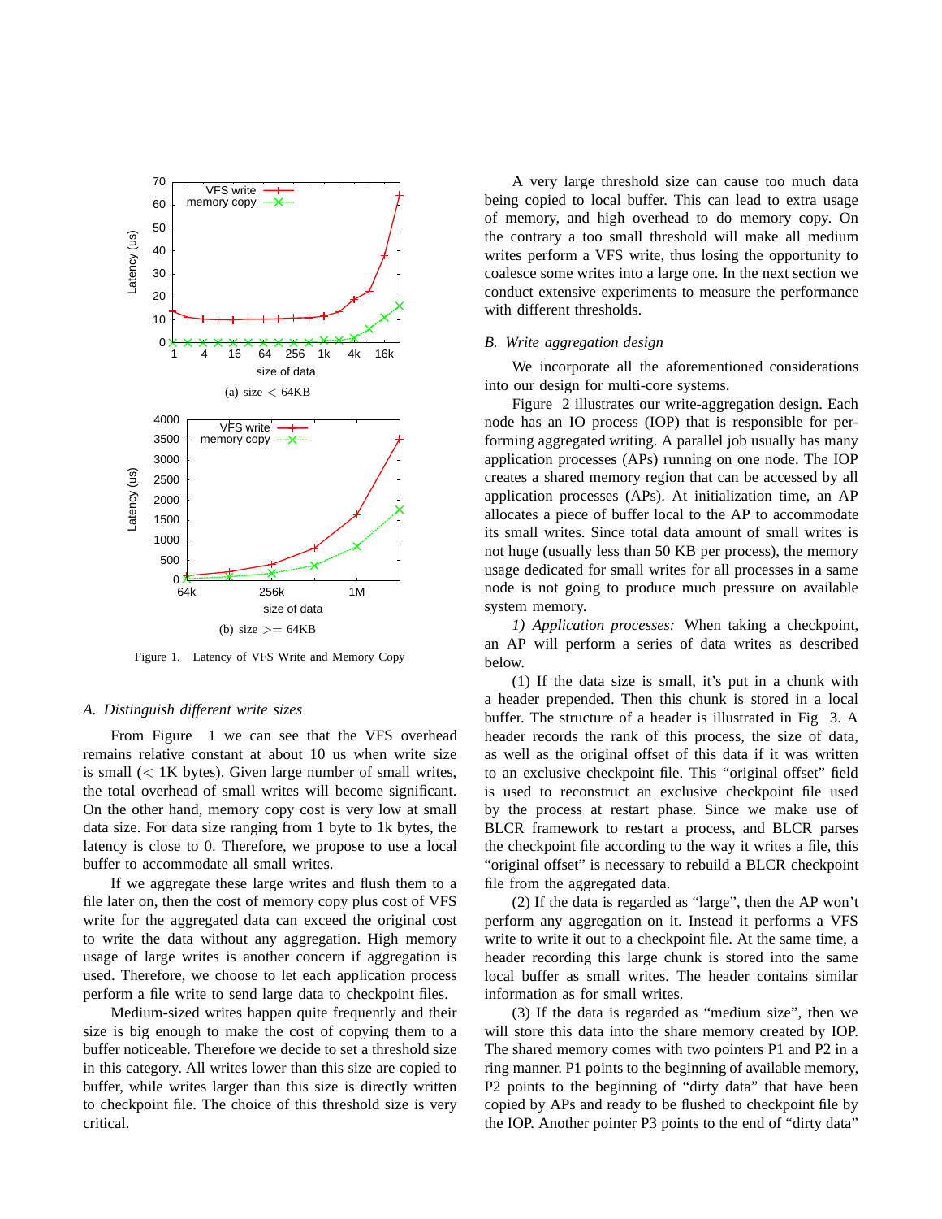(a) size $<$ 64KB

(b) size $>=$ 64KB

Figure 1. Latency of VFS Write and Memory Copy

### A. Distinguish different write sizes

From Figure 1 we can see that the VFS overhead remains relative constant at about 10 us when write size is small ($<$ 1K bytes). Given large number of small writes, the total overhead of small writes will become significant. On the other hand, memory copy cost is very low at small data size. For data size ranging from 1 byte to 1k bytes, the latency is close to 0. Therefore, we propose to use a local buffer to accommodate all small writes.

If we aggregate these large writes and flush them to a file later on, then the cost of memory copy plus cost of VFS write for the aggregated data can exceed the original cost to write the data without any aggregation. High memory usage of large writes is another concern if aggregation is used. Therefore, we choose to let each application process perform a file write to send large data to checkpoint files.

Medium-sized writes happen quite frequently and their size is big enough to make the cost of copying them to a buffer noticeable. Therefore we decide to set a threshold size in this category. All writes lower than this size are copied to buffer, while writes larger than this size is directly written to checkpoint file. The choice of this threshold size is very critical.

A very large threshold size can cause too much data being copied to local buffer. This can lead to extra usage of memory, and high overhead to do memory copy. On the contrary a too small threshold will make all medium writes perform a VFS write, thus losing the opportunity to coalesce some writes into a large one. In the next section we conduct extensive experiments to measure the performance with different thresholds.

### B. Write aggregation design

We incorporate all the aforementioned considerations into our design for multi-core systems.

Figure 2 illustrates our write-aggregation design. Each node has an IO process (IOP) that is responsible for performing aggregated writing. A parallel job usually has many application processes (APs) running on one node. The IOP creates a shared memory region that can be accessed by all application processes (APs). At initialization time, an AP allocates a piece of buffer local to the AP to accommodate its small writes. Since total data amount of small writes is not huge (usually less than 50 KB per process), the memory usage dedicated for small writes for all processes in a same node is not going to produce much pressure on available system memory.

*1) Application processes:* When taking a checkpoint, an AP will perform a series of data writes as described below.

(1) If the data size is small, it's put in a chunk with a header prepended. Then this chunk is stored in a local buffer. The structure of a header is illustrated in Fig 3. A header records the rank of this process, the size of data, as well as the original offset of this data if it was written to an exclusive checkpoint file. This "original offset" field is used to reconstruct an exclusive checkpoint file used by the process at restart phase. Since we make use of BLCR framework to restart a process, and BLCR parses the checkpoint file according to the way it writes a file, this "original offset" is necessary to rebuild a BLCR checkpoint file from the aggregated data.

(2) If the data is regarded as "large", then the AP won't perform any aggregation on it. Instead it performs a VFS write to write it out to a checkpoint file. At the same time, a header recording this large chunk is stored into the same local buffer as small writes. The header contains similar information as for small writes.

(3) If the data is regarded as "medium size", then we will store this data into the share memory created by IOP. The shared memory comes with two pointers P1 and P2 in a ring manner. P1 points to the beginning of available memory, P2 points to the beginning of "dirty data" that have been copied by APs and ready to be flushed to checkpoint file by the IOP. Another pointer P3 points to the end of "dirty data"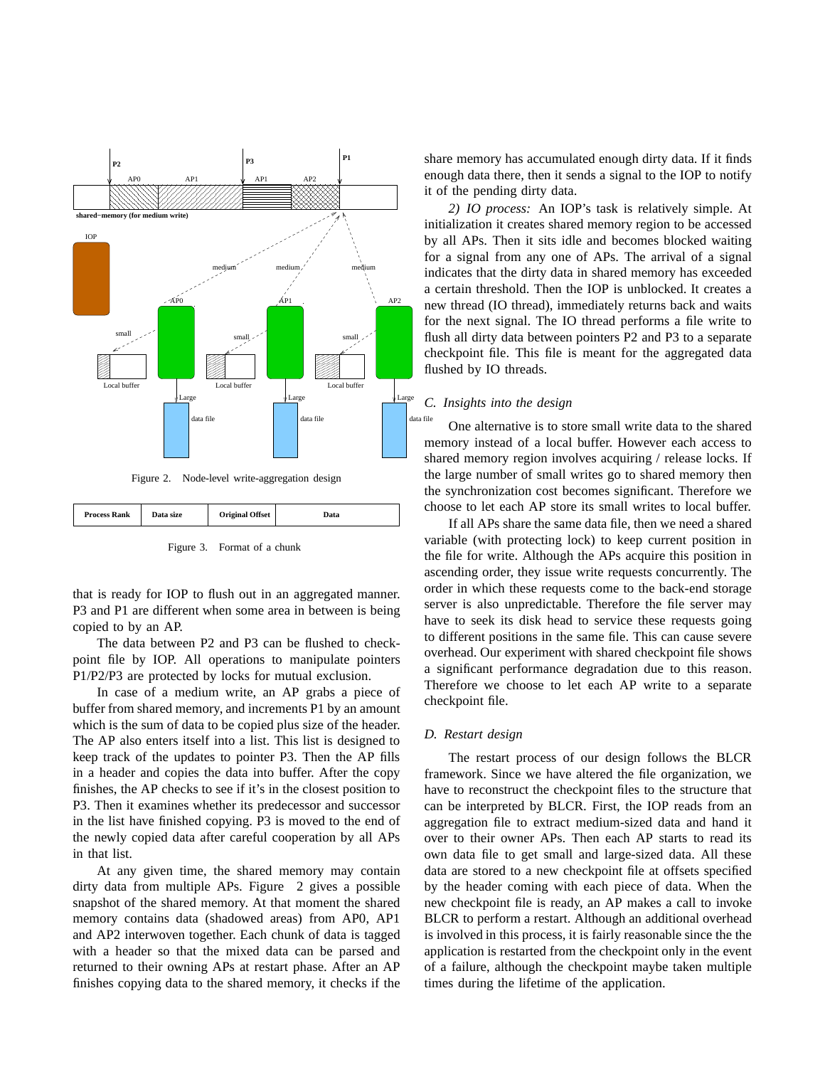P2 P3 P1

AP0 AP1 AP1 AP2

shared-memory (for medium write)

IOP

medium medium medium

AP0 AP1 AP2

small small small

Local buffer Local buffer Local buffer

Large Large Large

data file data file data file

Figure 2. Node-level write-aggregation design

| Process Rank | Data size | Original Offset | Data |
|---|---|---|---|

Figure 3. Format of a chunk

that is ready for IOP to flush out in an aggregated manner. P3 and P1 are different when some area in between is being copied to by an AP.

The data between P2 and P3 can be flushed to checkpoint file by IOP. All operations to manipulate pointers P1/P2/P3 are protected by locks for mutual exclusion.

In case of a medium write, an AP grabs a piece of buffer from shared memory, and increments P1 by an amount which is the sum of data to be copied plus size of the header. The AP also enters itself into a list. This list is designed to keep track of the updates to pointer P3. Then the AP fills in a header and copies the data into buffer. After the copy finishes, the AP checks to see if it's in the closest position to P3. Then it examines whether its predecessor and successor in the list have finished copying. P3 is moved to the end of the newly copied data after careful cooperation by all APs in that list.

At any given time, the shared memory may contain dirty data from multiple APs. Figure 2 gives a possible snapshot of the shared memory. At that moment the shared memory contains data (shadowed areas) from AP0, AP1 and AP2 interwoven together. Each chunk of data is tagged with a header so that the mixed data can be parsed and returned to their owning APs at restart phase. After an AP finishes copying data to the shared memory, it checks if the share memory has accumulated enough dirty data. If it finds enough data there, then it sends a signal to the IOP to notify it of the pending dirty data.

*2) IO process:* An IOP's task is relatively simple. At initialization it creates shared memory region to be accessed by all APs. Then it sits idle and becomes blocked waiting for a signal from any one of APs. The arrival of a signal indicates that the dirty data in shared memory has exceeded a certain threshold. Then the IOP is unblocked. It creates a new thread (IO thread), immediately returns back and waits for the next signal. The IO thread performs a file write to flush all dirty data between pointers P2 and P3 to a separate checkpoint file. This file is meant for the aggregated data flushed by IO threads.

### C. Insights into the design

One alternative is to store small write data to the shared memory instead of a local buffer. However each access to shared memory region involves acquiring / release locks. If the large number of small writes go to shared memory then the synchronization cost becomes significant. Therefore we choose to let each AP store its small writes to local buffer.

If all APs share the same data file, then we need a shared variable (with protecting lock) to keep current position in the file for write. Although the APs acquire this position in ascending order, they issue write requests concurrently. The order in which these requests come to the back-end storage server is also unpredictable. Therefore the file server may have to seek its disk head to service these requests going to different positions in the same file. This can cause severe overhead. Our experiment with shared checkpoint file shows a significant performance degradation due to this reason. Therefore we choose to let each AP write to a separate checkpoint file.

### D. Restart design

The restart process of our design follows the BLCR framework. Since we have altered the file organization, we have to reconstruct the checkpoint files to the structure that can be interpreted by BLCR. First, the IOP reads from an aggregation file to extract medium-sized data and hand it over to their owner APs. Then each AP starts to read its own data file to get small and large-sized data. All these data are stored to a new checkpoint file at offsets specified by the header coming with each piece of data. When the new checkpoint file is ready, an AP makes a call to invoke BLCR to perform a restart. Although an additional overhead is involved in this process, it is fairly reasonable since the the application is restarted from the checkpoint only in the event of a failure, although the checkpoint maybe taken multiple times during the lifetime of the application.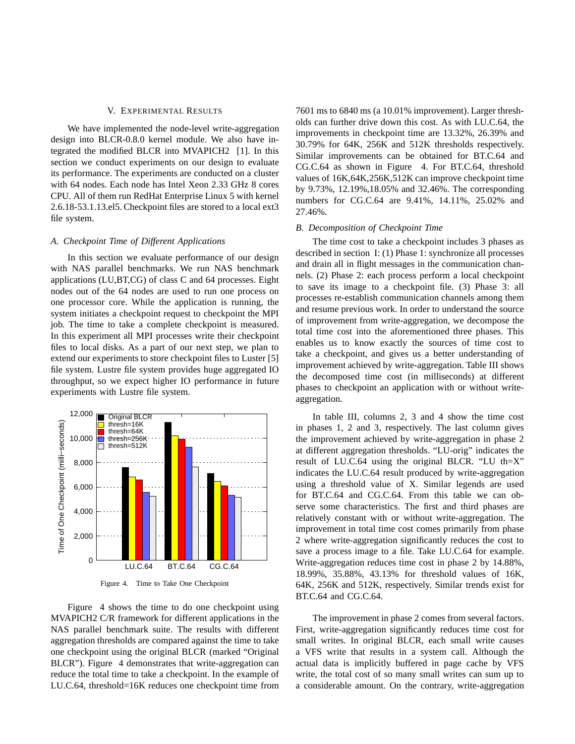## V. Experimental Results

We have implemented the node-level write-aggregation design into BLCR-0.8.0 kernel module. We also have integrated the modified BLCR into MVAPICH2 [1]. In this section we conduct experiments on our design to evaluate its performance. The experiments are conducted on a cluster with 64 nodes. Each node has Intel Xeon 2.33 GHz 8 cores CPU. All of them run RedHat Enterprise Linux 5 with kernel 2.6.18-53.1.13.el5. Checkpoint files are stored to a local ext3 file system.

### *A. Checkpoint Time of Different Applications*

In this section we evaluate performance of our design with NAS parallel benchmarks. We run NAS benchmark applications (LU,BT,CG) of class C and 64 processes. Eight nodes out of the 64 nodes are used to run one process on one processor core. While the application is running, the system initiates a checkpoint request to checkpoint the MPI job. The time to take a complete checkpoint is measured. In this experiment all MPI processes write their checkpoint files to local disks. As a part of our next step, we plan to extend our experiments to store checkpoint files to Luster [5] file system. Lustre file system provides huge aggregated IO throughput, so we expect higher IO performance in future experiments with Lustre file system.

Figure 4. Time to Take One Checkpoint

Figure 4 shows the time to do one checkpoint using MVAPICH2 C/R framework for different applications in the NAS parallel benchmark suite. The results with different aggregation thresholds are compared against the time to take one checkpoint using the original BLCR (marked "Original BLCR"). Figure 4 demonstrates that write-aggregation can reduce the total time to take a checkpoint. In the example of LU.C.64, threshold=16K reduces one checkpoint time from 7601 ms to 6840 ms (a 10.01% improvement). Larger thresholds can further drive down this cost. As with LU.C.64, the improvements in checkpoint time are 13.32%, 26.39% and 30.79% for 64K, 256K and 512K thresholds respectively. Similar improvements can be obtained for BT.C.64 and CG.C.64 as shown in Figure 4. For BT.C.64, threshold values of 16K,64K,256K,512K can improve checkpoint time by 9.73%, 12.19%,18.05% and 32.46%. The corresponding numbers for CG.C.64 are 9.41%, 14.11%, 25.02% and 27.46%.

### *B. Decomposition of Checkpoint Time*

The time cost to take a checkpoint includes 3 phases as described in section I: (1) Phase 1: synchronize all processes and drain all in flight messages in the communication channels. (2) Phase 2: each process perform a local checkpoint to save its image to a checkpoint file. (3) Phase 3: all processes re-establish communication channels among them and resume previous work. In order to understand the source of improvement from write-aggregation, we decompose the total time cost into the aforementioned three phases. This enables us to know exactly the sources of time cost to take a checkpoint, and gives us a better understanding of improvement achieved by write-aggregation. Table III shows the decomposed time cost (in milliseconds) at different phases to checkpoint an application with or without write-aggregation.

In table III, columns 2, 3 and 4 show the time cost in phases 1, 2 and 3, respectively. The last column gives the improvement achieved by write-aggregation in phase 2 at different aggregation thresholds. "LU-orig" indicates the result of LU.C.64 using the original BLCR. "LU th=X" indicates the LU.C.64 result produced by write-aggregation using a threshold value of X. Similar legends are used for BT.C.64 and CG.C.64. From this table we can observe some characteristics. The first and third phases are relatively constant with or without write-aggregation. The improvement in total time cost comes primarily from phase 2 where write-aggregation significantly reduces the cost to save a process image to a file. Take LU.C.64 for example. Write-aggregation reduces time cost in phase 2 by 14.88%, 18.99%, 35.88%, 43.13% for threshold values of 16K, 64K, 256K and 512K, respectively. Similar trends exist for BT.C.64 and CG.C.64.

The improvement in phase 2 comes from several factors. First, write-aggregation significantly reduces time cost for small writes. In original BLCR, each small write causes a VFS write that results in a system call. Although the actual data is implicitly buffered in page cache by VFS write, the total cost of so many small writes can sum up to a considerable amount. On the contrary, write-aggregation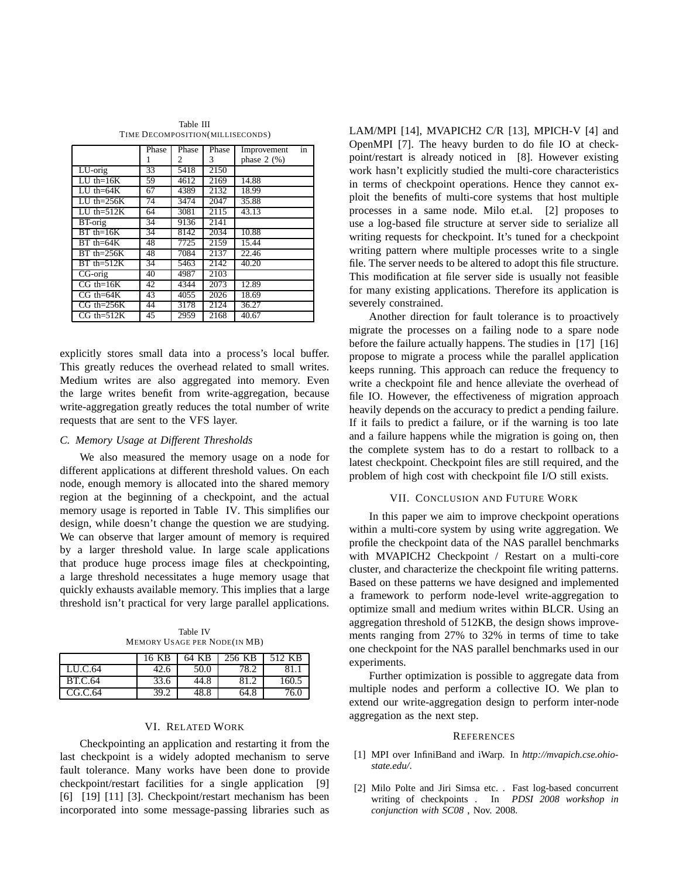Table III
TIME DECOMPOSITION(MILLISECONDS)

| | Phase 1 | Phase 2 | Phase 3 | Improvement in phase 2 (%) |
|---|---|---|---|---|
| LU-orig | 33 | 5418 | 2150 | |
| LU th=16K | 59 | 4612 | 2169 | 14.88 |
| LU th=64K | 67 | 4389 | 2132 | 18.99 |
| LU th=256K | 74 | 3474 | 2047 | 35.88 |
| LU th=512K | 64 | 3081 | 2115 | 43.13 |
| BT-orig | 34 | 9136 | 2141 | |
| BT th=16K | 34 | 8142 | 2034 | 10.88 |
| BT th=64K | 48 | 7725 | 2159 | 15.44 |
| BT th=256K | 48 | 7084 | 2137 | 22.46 |
| BT th=512K | 34 | 5463 | 2142 | 40.20 |
| CG-orig | 40 | 4987 | 2103 | |
| CG th=16K | 42 | 4344 | 2073 | 12.89 |
| CG th=64K | 43 | 4055 | 2026 | 18.69 |
| CG th=256K | 44 | 3178 | 2124 | 36.27 |
| CG th=512K | 45 | 2959 | 2168 | 40.67 |

explicitly stores small data into a process's local buffer. This greatly reduces the overhead related to small writes. Medium writes are also aggregated into memory. Even the large writes benefit from write-aggregation, because write-aggregation greatly reduces the total number of write requests that are sent to the VFS layer.

### C. Memory Usage at Different Thresholds

We also measured the memory usage on a node for different applications at different threshold values. On each node, enough memory is allocated into the shared memory region at the beginning of a checkpoint, and the actual memory usage is reported in Table IV. This simplifies our design, while doesn't change the question we are studying. We can observe that larger amount of memory is required by a larger threshold value. In large scale applications that produce huge process image files at checkpointing, a large threshold necessitates a huge memory usage that quickly exhausts available memory. This implies that a large threshold isn't practical for very large parallel applications.

Table IV
MEMORY USAGE PER NODE(IN MB)

| | 16 KB | 64 KB | 256 KB | 512 KB |
|---|---|---|---|---|
| LU.C.64 | 42.6 | 50.0 | 78.2 | 81.1 |
| BT.C.64 | 33.6 | 44.8 | 81.2 | 160.5 |
| CG.C.64 | 39.2 | 48.8 | 64.8 | 76.0 |

## VI. RELATED WORK

Checkpointing an application and restarting it from the last checkpoint is a widely adopted mechanism to serve fault tolerance. Many works have been done to provide checkpoint/restart facilities for a single application [9] [6] [19] [11] [3]. Checkpoint/restart mechanism has been incorporated into some message-passing libraries such as LAM/MPI [14], MVAPICH2 C/R [13], MPICH-V [4] and OpenMPI [7]. The heavy burden to do file IO at checkpoint/restart is already noticed in [8]. However existing work hasn't explicitly studied the multi-core characteristics in terms of checkpoint operations. Hence they cannot exploit the benefits of multi-core systems that host multiple processes in a same node. Milo et.al. [2] proposes to use a log-based file structure at server side to serialize all writing requests for checkpoint. It's tuned for a checkpoint writing pattern where multiple processes write to a single file. The server needs to be altered to adopt this file structure. This modification at file server side is usually not feasible for many existing applications. Therefore its application is severely constrained.

Another direction for fault tolerance is to proactively migrate the processes on a failing node to a spare node before the failure actually happens. The studies in [17] [16] propose to migrate a process while the parallel application keeps running. This approach can reduce the frequency to write a checkpoint file and hence alleviate the overhead of file IO. However, the effectiveness of migration approach heavily depends on the accuracy to predict a pending failure. If it fails to predict a failure, or if the warning is too late and a failure happens while the migration is going on, then the complete system has to do a restart to rollback to a latest checkpoint. Checkpoint files are still required, and the problem of high cost with checkpoint file I/O still exists.

## VII. CONCLUSION AND FUTURE WORK

In this paper we aim to improve checkpoint operations within a multi-core system by using write aggregation. We profile the checkpoint data of the NAS parallel benchmarks with MVAPICH2 Checkpoint / Restart on a multi-core cluster, and characterize the checkpoint file writing patterns. Based on these patterns we have designed and implemented a framework to perform node-level write-aggregation to optimize small and medium writes within BLCR. Using an aggregation threshold of 512KB, the design shows improvements ranging from 27% to 32% in terms of time to take one checkpoint for the NAS parallel benchmarks used in our experiments.

Further optimization is possible to aggregate data from multiple nodes and perform a collective IO. We plan to extend our write-aggregation design to perform inter-node aggregation as the next step.

## REFERENCES

[1] MPI over InfiniBand and iWarp. In *http://mvapich.cse.ohio-state.edu/*.

[2] Milo Polte and Jiri Simsa etc. . Fast log-based concurrent writing of checkpoints . In *PDSI 2008 workshop in conjunction with SC08* , Nov. 2008.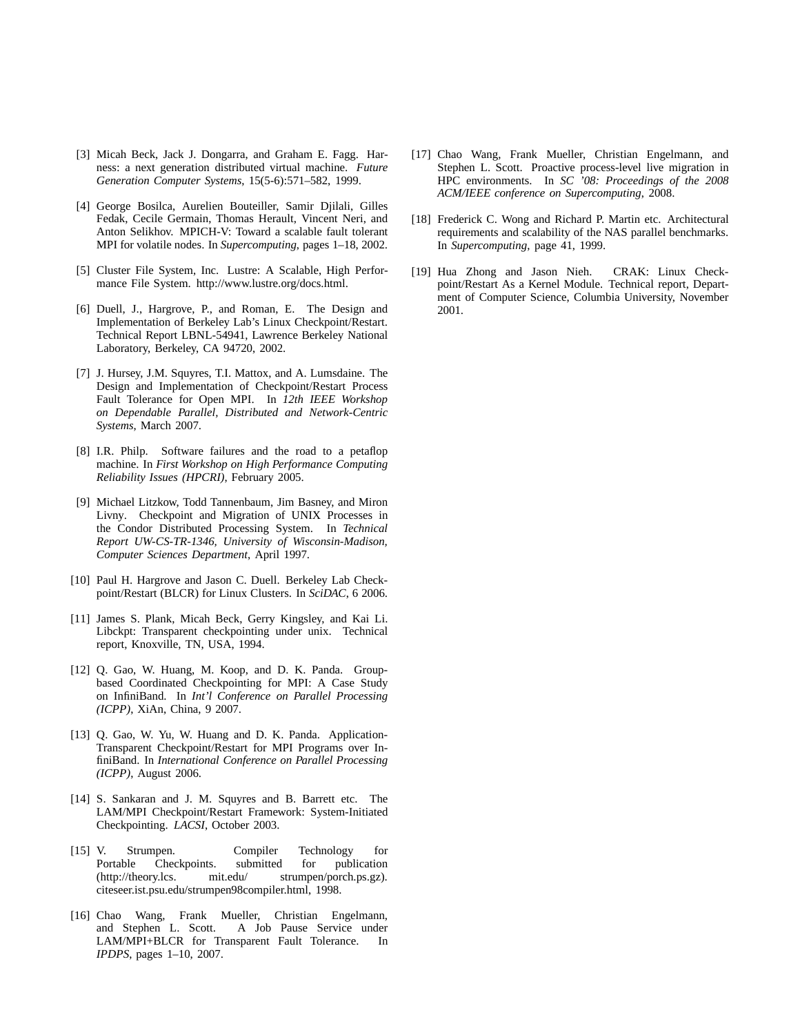[3] Micah Beck, Jack J. Dongarra, and Graham E. Fagg. Harness: a next generation distributed virtual machine. *Future Generation Computer Systems*, 15(5-6):571–582, 1999.

[4] George Bosilca, Aurelien Bouteiller, Samir Djilali, Gilles Fedak, Cecile Germain, Thomas Herault, Vincent Neri, and Anton Selikhov. MPICH-V: Toward a scalable fault tolerant MPI for volatile nodes. In *Supercomputing*, pages 1–18, 2002.

[5] Cluster File System, Inc. Lustre: A Scalable, High Performance File System. http://www.lustre.org/docs.html.

[6] Duell, J., Hargrove, P., and Roman, E. The Design and Implementation of Berkeley Lab's Linux Checkpoint/Restart. Technical Report LBNL-54941, Lawrence Berkeley National Laboratory, Berkeley, CA 94720, 2002.

[7] J. Hursey, J.M. Squyres, T.I. Mattox, and A. Lumsdaine. The Design and Implementation of Checkpoint/Restart Process Fault Tolerance for Open MPI. In *12th IEEE Workshop on Dependable Parallel, Distributed and Network-Centric Systems*, March 2007.

[8] I.R. Philp. Software failures and the road to a petaflop machine. In *First Workshop on High Performance Computing Reliability Issues (HPCRI)*, February 2005.

[9] Michael Litzkow, Todd Tannenbaum, Jim Basney, and Miron Livny. Checkpoint and Migration of UNIX Processes in the Condor Distributed Processing System. In *Technical Report UW-CS-TR-1346, University of Wisconsin-Madison, Computer Sciences Department*, April 1997.

[10] Paul H. Hargrove and Jason C. Duell. Berkeley Lab Checkpoint/Restart (BLCR) for Linux Clusters. In *SciDAC*, 6 2006.

[11] James S. Plank, Micah Beck, Gerry Kingsley, and Kai Li. Libckpt: Transparent checkpointing under unix. Technical report, Knoxville, TN, USA, 1994.

[12] Q. Gao, W. Huang, M. Koop, and D. K. Panda. Group-based Coordinated Checkpointing for MPI: A Case Study on InfiniBand. In *Int'l Conference on Parallel Processing (ICPP)*, XiAn, China, 9 2007.

[13] Q. Gao, W. Yu, W. Huang and D. K. Panda. Application-Transparent Checkpoint/Restart for MPI Programs over InfiniBand. In *International Conference on Parallel Processing (ICPP)*, August 2006.

[14] S. Sankaran and J. M. Squyres and B. Barrett etc. The LAM/MPI Checkpoint/Restart Framework: System-Initiated Checkpointing. *LACSI*, October 2003.

[15] V. Strumpen. Compiler Technology for Portable Checkpoints. submitted for publication (http://theory.lcs. mit.edu/ strumpen/porch.ps.gz). citeseer.ist.psu.edu/strumpen98compiler.html, 1998.

[16] Chao Wang, Frank Mueller, Christian Engelmann, and Stephen L. Scott. A Job Pause Service under LAM/MPI+BLCR for Transparent Fault Tolerance. In *IPDPS*, pages 1–10, 2007.

[17] Chao Wang, Frank Mueller, Christian Engelmann, and Stephen L. Scott. Proactive process-level live migration in HPC environments. In *SC '08: Proceedings of the 2008 ACM/IEEE conference on Supercomputing*, 2008.

[18] Frederick C. Wong and Richard P. Martin etc. Architectural requirements and scalability of the NAS parallel benchmarks. In *Supercomputing*, page 41, 1999.

[19] Hua Zhong and Jason Nieh. CRAK: Linux Checkpoint/Restart As a Kernel Module. Technical report, Department of Computer Science, Columbia University, November 2001.